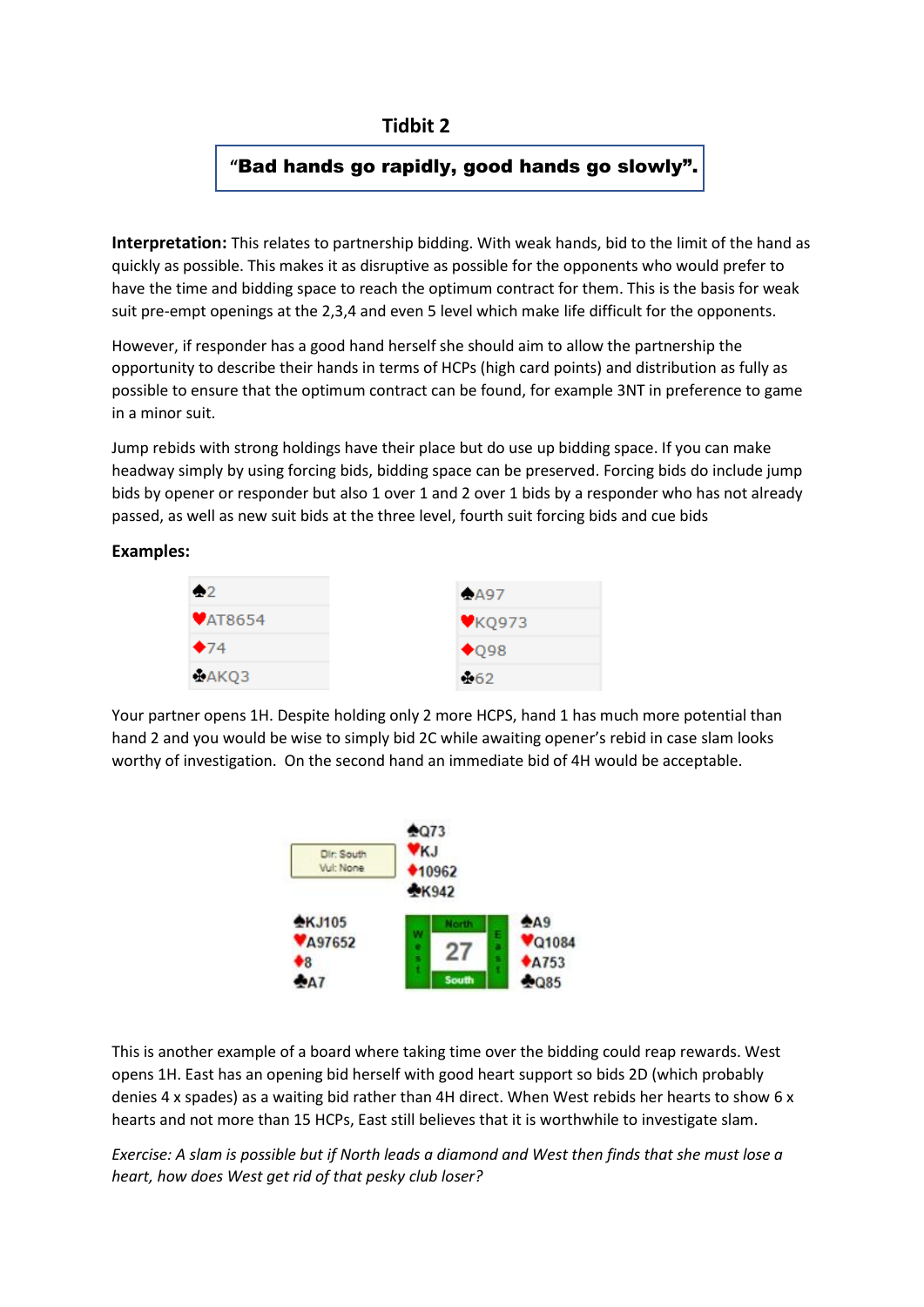## Tidbit 2

**"Bad hands go rapidly, good hands go slowly".**

**Interpretation:** This relates to partnership bidding. With weak hands, bid to the limit of the hand as quickly as possible. This makes it as disruptive as possible for the opponents who would prefer to have the time and bidding space to reach the optimum contract for them. This is the basis for weak suit pre-empt openings at the 2,3,4 and even 5 level which make life difficult for the opponents.

However, if responder has a good hand herself she should aim to allow the partnership the opportunity to describe their hands in terms of HCPs (high card points) and distribution as fully as possible to ensure that the optimum contract can be found, for example 3NT in preference to game in a minor suit.

Jump rebids with strong holdings have their place but do use up bidding space. If you can make headway simply by using forcing bids, bidding space can be preserved. Forcing bids do include jump bids by opener or responder but also 1 over 1 and 2 over 1 bids by a responder who has not already passed, as well as new suit bids at the three level, fourth suit forcing bids and cue bids

**Examples:**

| Hand 1 |
|---|
| ♠2 |
| ♥AT8654 |
| ♦74 |
| ♣AKQ3 |

| Hand 2 |
|---|
| ♠A97 |
| ♥KQ973 |
| ♦Q98 |
| ♣62 |

Your partner opens 1H. Despite holding only 2 more HCPS, hand 1 has much more potential than hand 2 and you would be wise to simply bid 2C while awaiting opener's rebid in case slam looks worthy of investigation. On the second hand an immediate bid of 4H would be acceptable.

Dlr: South
Vul: None

Board 27

| West | North | East |
|---|---|---|
| | ♠Q73 | |
| | ♥KJ | |
| | ♦10962 | |
| | ♣K942 | |
| ♠KJ105 | | ♠A9 |
| ♥A97652 | | ♥Q1084 |
| ♦8 | | ♦A753 |
| ♣A7 | | ♣Q85 |

This is another example of a board where taking time over the bidding could reap rewards. West opens 1H. East has an opening bid herself with good heart support so bids 2D (which probably denies 4 x spades) as a waiting bid rather than 4H direct. When West rebids her hearts to show 6 x hearts and not more than 15 HCPs, East still believes that it is worthwhile to investigate slam.

*Exercise: A slam is possible but if North leads a diamond and West then finds that she must lose a heart, how does West get rid of that pesky club loser?*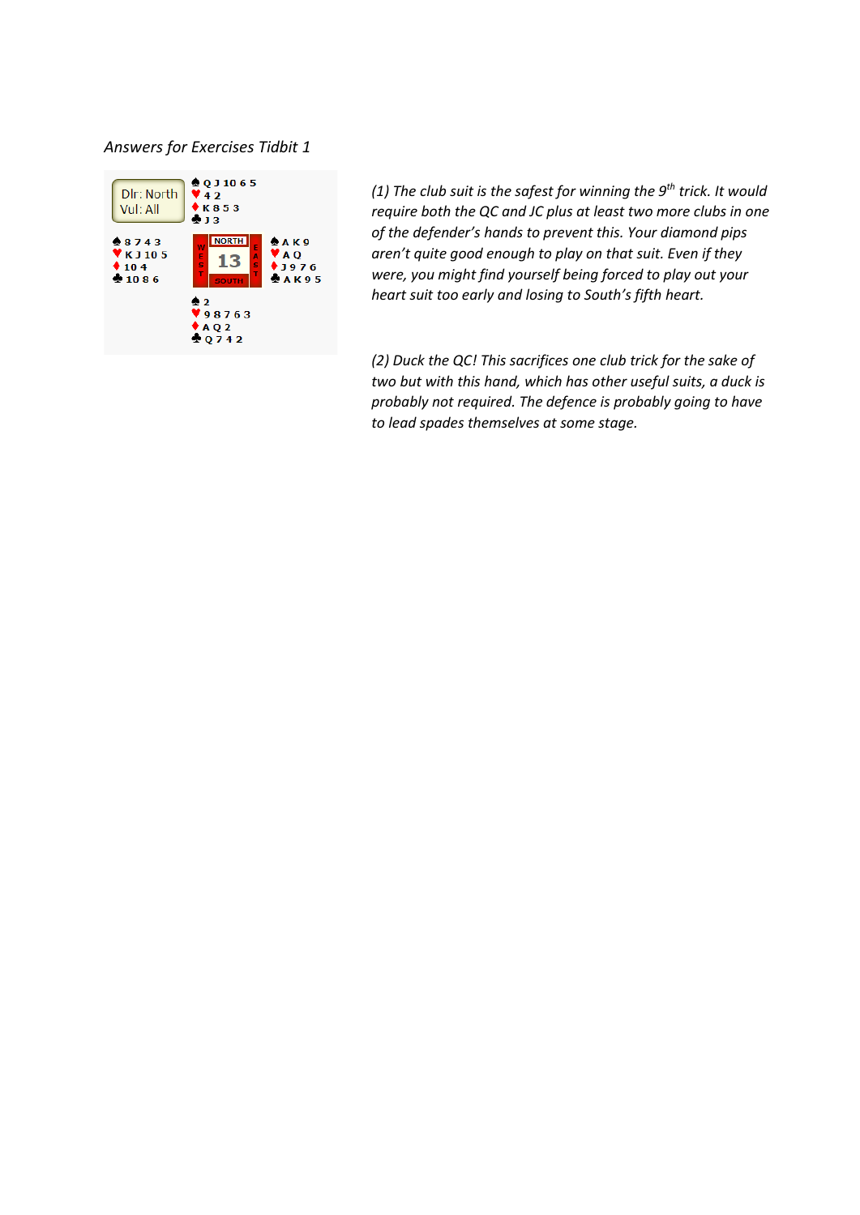*Answers for Exercises Tidbit 1*

Dlr: North
Vul: All

| | | |
|---|---|---|
| | ♠ Q J 10 6 5<br>♥ 4 2<br>♦ K 8 5 3<br>♣ J 3 | |
| ♠ 8 7 4 3<br>♥ K J 10 5<br>♦ 10 4<br>♣ 10 8 6 | 13 | ♠ A K 9<br>♥ A Q<br>♦ J 9 7 6<br>♣ A K 9 5 |
| | ♠ 2<br>♥ 9 8 7 6 3<br>♦ A Q 2<br>♣ Q 7 4 2 | |

*(1) The club suit is the safest for winning the 9th trick. It would require both the QC and JC plus at least two more clubs in one of the defender's hands to prevent this. Your diamond pips aren't quite good enough to play on that suit. Even if they were, you might find yourself being forced to play out your heart suit too early and losing to South's fifth heart.*

*(2) Duck the QC! This sacrifices one club trick for the sake of two but with this hand, which has other useful suits, a duck is probably not required. The defence is probably going to have to lead spades themselves at some stage.*